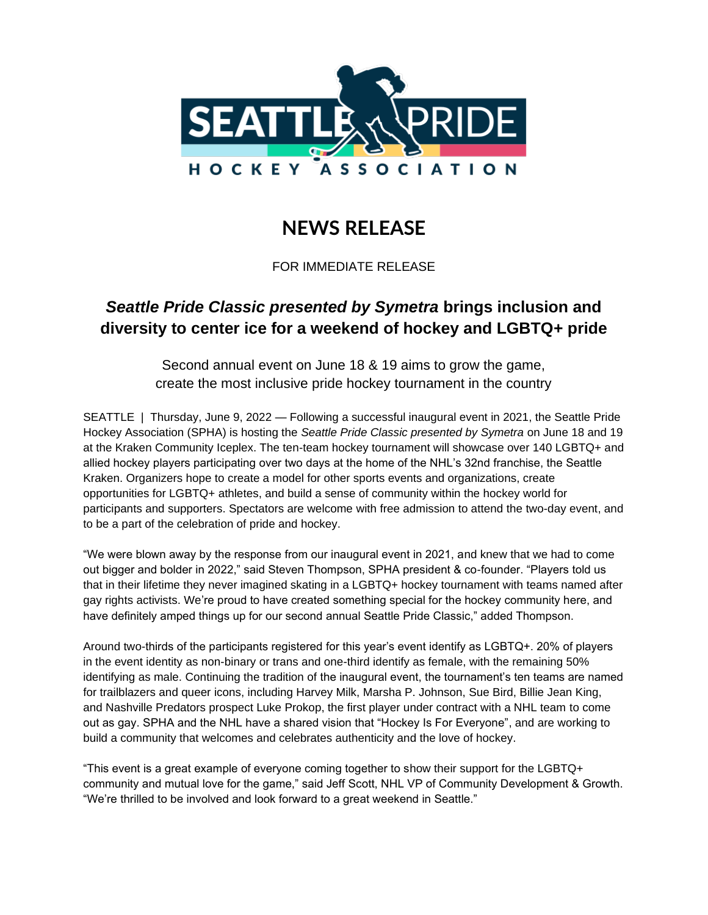SEATTLE PRIDE HOCKEY ASSOCIATION

# NEWS RELEASE

FOR IMMEDIATE RELEASE

## *Seattle Pride Classic presented by Symetra* brings inclusion and diversity to center ice for a weekend of hockey and LGBTQ+ pride

Second annual event on June 18 & 19 aims to grow the game, create the most inclusive pride hockey tournament in the country

SEATTLE | Thursday, June 9, 2022 — Following a successful inaugural event in 2021, the Seattle Pride Hockey Association (SPHA) is hosting the *Seattle Pride Classic presented by Symetra* on June 18 and 19 at the Kraken Community Iceplex. The ten-team hockey tournament will showcase over 140 LGBTQ+ and allied hockey players participating over two days at the home of the NHL's 32nd franchise, the Seattle Kraken. Organizers hope to create a model for other sports events and organizations, create opportunities for LGBTQ+ athletes, and build a sense of community within the hockey world for participants and supporters. Spectators are welcome with free admission to attend the two-day event, and to be a part of the celebration of pride and hockey.

"We were blown away by the response from our inaugural event in 2021, and knew that we had to come out bigger and bolder in 2022," said Steven Thompson, SPHA president & co-founder. "Players told us that in their lifetime they never imagined skating in a LGBTQ+ hockey tournament with teams named after gay rights activists. We're proud to have created something special for the hockey community here, and have definitely amped things up for our second annual Seattle Pride Classic," added Thompson.

Around two-thirds of the participants registered for this year's event identify as LGBTQ+. 20% of players in the event identity as non-binary or trans and one-third identify as female, with the remaining 50% identifying as male. Continuing the tradition of the inaugural event, the tournament's ten teams are named for trailblazers and queer icons, including Harvey Milk, Marsha P. Johnson, Sue Bird, Billie Jean King, and Nashville Predators prospect Luke Prokop, the first player under contract with a NHL team to come out as gay. SPHA and the NHL have a shared vision that "Hockey Is For Everyone", and are working to build a community that welcomes and celebrates authenticity and the love of hockey.

"This event is a great example of everyone coming together to show their support for the LGBTQ+ community and mutual love for the game," said Jeff Scott, NHL VP of Community Development & Growth. "We're thrilled to be involved and look forward to a great weekend in Seattle."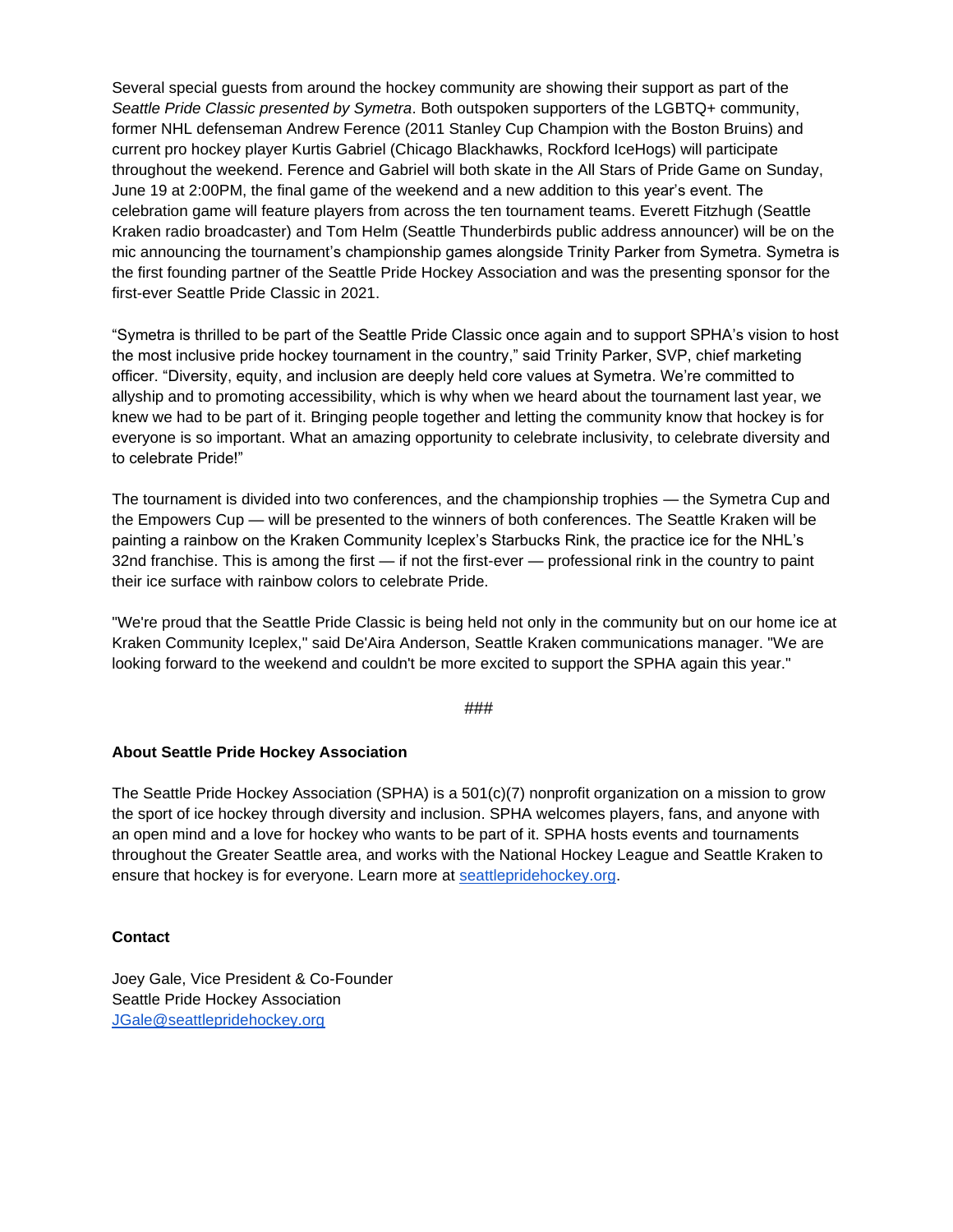Several special guests from around the hockey community are showing their support as part of the *Seattle Pride Classic presented by Symetra*. Both outspoken supporters of the LGBTQ+ community, former NHL defenseman Andrew Ference (2011 Stanley Cup Champion with the Boston Bruins) and current pro hockey player Kurtis Gabriel (Chicago Blackhawks, Rockford IceHogs) will participate throughout the weekend. Ference and Gabriel will both skate in the All Stars of Pride Game on Sunday, June 19 at 2:00PM, the final game of the weekend and a new addition to this year's event. The celebration game will feature players from across the ten tournament teams. Everett Fitzhugh (Seattle Kraken radio broadcaster) and Tom Helm (Seattle Thunderbirds public address announcer) will be on the mic announcing the tournament's championship games alongside Trinity Parker from Symetra. Symetra is the first founding partner of the Seattle Pride Hockey Association and was the presenting sponsor for the first-ever Seattle Pride Classic in 2021.

"Symetra is thrilled to be part of the Seattle Pride Classic once again and to support SPHA's vision to host the most inclusive pride hockey tournament in the country," said Trinity Parker, SVP, chief marketing officer. "Diversity, equity, and inclusion are deeply held core values at Symetra. We're committed to allyship and to promoting accessibility, which is why when we heard about the tournament last year, we knew we had to be part of it. Bringing people together and letting the community know that hockey is for everyone is so important. What an amazing opportunity to celebrate inclusivity, to celebrate diversity and to celebrate Pride!"

The tournament is divided into two conferences, and the championship trophies — the Symetra Cup and the Empowers Cup — will be presented to the winners of both conferences. The Seattle Kraken will be painting a rainbow on the Kraken Community Iceplex's Starbucks Rink, the practice ice for the NHL's 32nd franchise. This is among the first — if not the first-ever — professional rink in the country to paint their ice surface with rainbow colors to celebrate Pride.

"We're proud that the Seattle Pride Classic is being held not only in the community but on our home ice at Kraken Community Iceplex," said De'Aira Anderson, Seattle Kraken communications manager. "We are looking forward to the weekend and couldn't be more excited to support the SPHA again this year."

###

**About Seattle Pride Hockey Association**

The Seattle Pride Hockey Association (SPHA) is a 501(c)(7) nonprofit organization on a mission to grow the sport of ice hockey through diversity and inclusion. SPHA welcomes players, fans, and anyone with an open mind and a love for hockey who wants to be part of it. SPHA hosts events and tournaments throughout the Greater Seattle area, and works with the National Hockey League and Seattle Kraken to ensure that hockey is for everyone. Learn more at [seattlepridehockey.org](https://seattlepridehockey.org).

**Contact**

Joey Gale, Vice President & Co-Founder
Seattle Pride Hockey Association
[JGale@seattlepridehockey.org](mailto:JGale@seattlepridehockey.org)